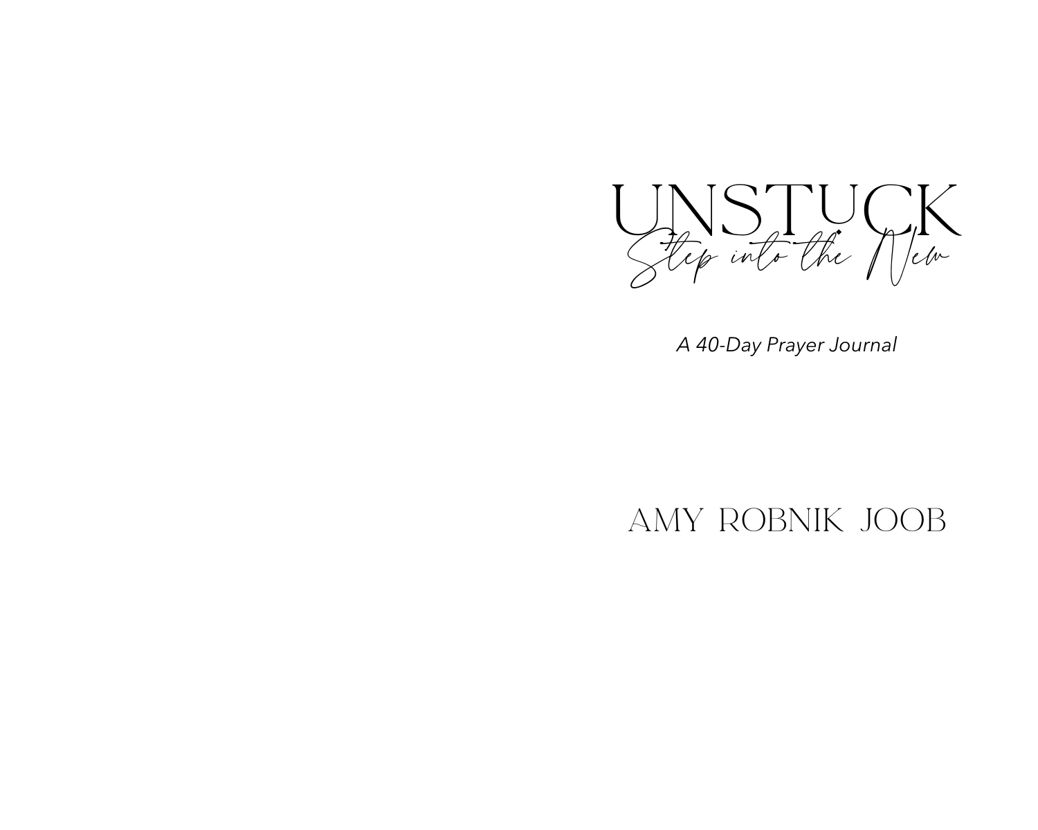# UNSTUCK

## Step into the New

*A 40-Day Prayer Journal*

AMY ROBNIK JOOB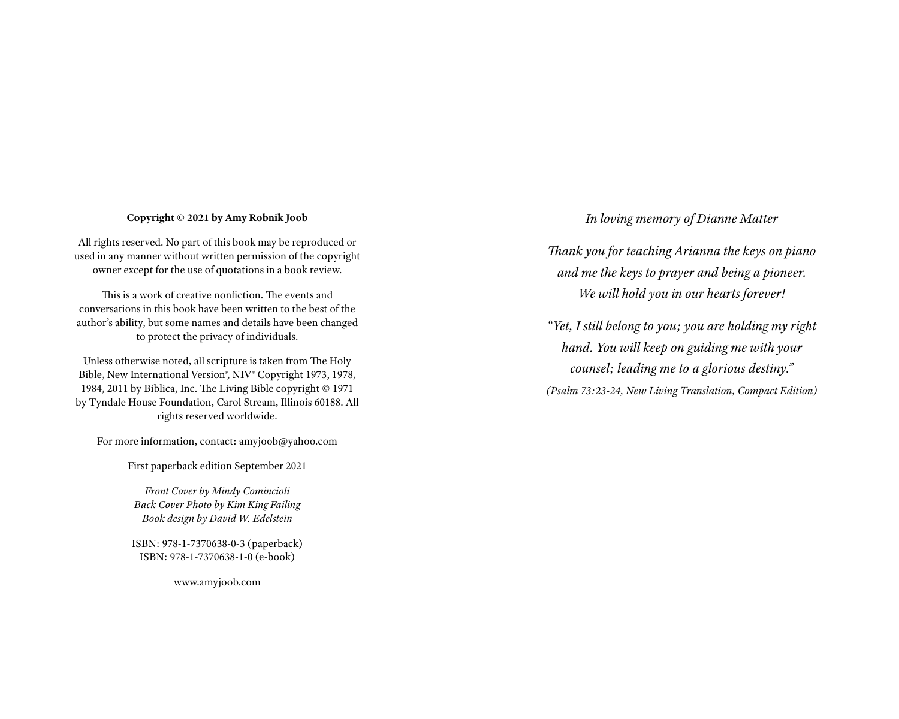**Copyright © 2021 by Amy Robnik Joob**

All rights reserved. No part of this book may be reproduced or used in any manner without written permission of the copyright owner except for the use of quotations in a book review.

This is a work of creative nonfiction. The events and conversations in this book have been written to the best of the author's ability, but some names and details have been changed to protect the privacy of individuals.

Unless otherwise noted, all scripture is taken from The Holy Bible, New International Version®, NIV® Copyright 1973, 1978, 1984, 2011 by Biblica, Inc. The Living Bible copyright © 1971 by Tyndale House Foundation, Carol Stream, Illinois 60188. All rights reserved worldwide.

For more information, contact: amyjoob@yahoo.com

First paperback edition September 2021

*Front Cover by Mindy Comincioli*
*Back Cover Photo by Kim King Failing*
*Book design by David W. Edelstein*

ISBN: 978-1-7370638-0-3 (paperback)
ISBN: 978-1-7370638-1-0 (e-book)

www.amyjoob.com

*In loving memory of Dianne Matter*

*Thank you for teaching Arianna the keys on piano and me the keys to prayer and being a pioneer. We will hold you in our hearts forever!*

*"Yet, I still belong to you; you are holding my right hand. You will keep on guiding me with your counsel; leading me to a glorious destiny."*

*(Psalm 73:23-24, New Living Translation, Compact Edition)*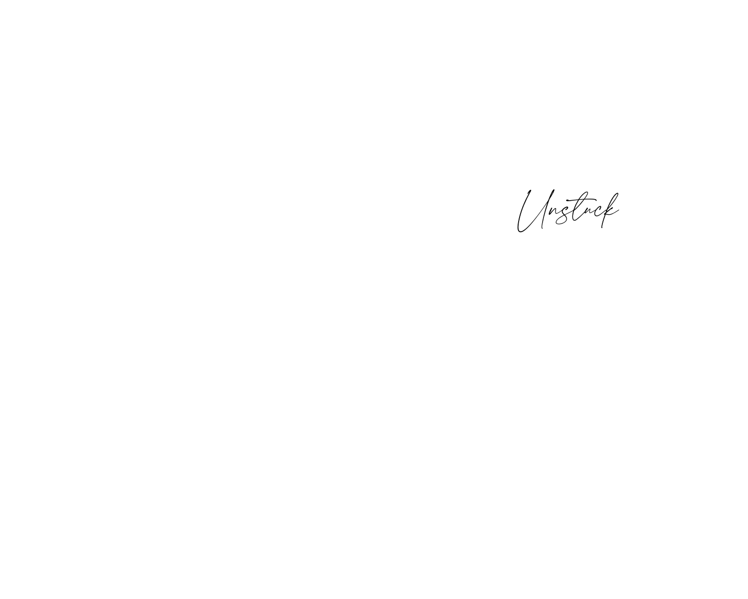*Unstuck*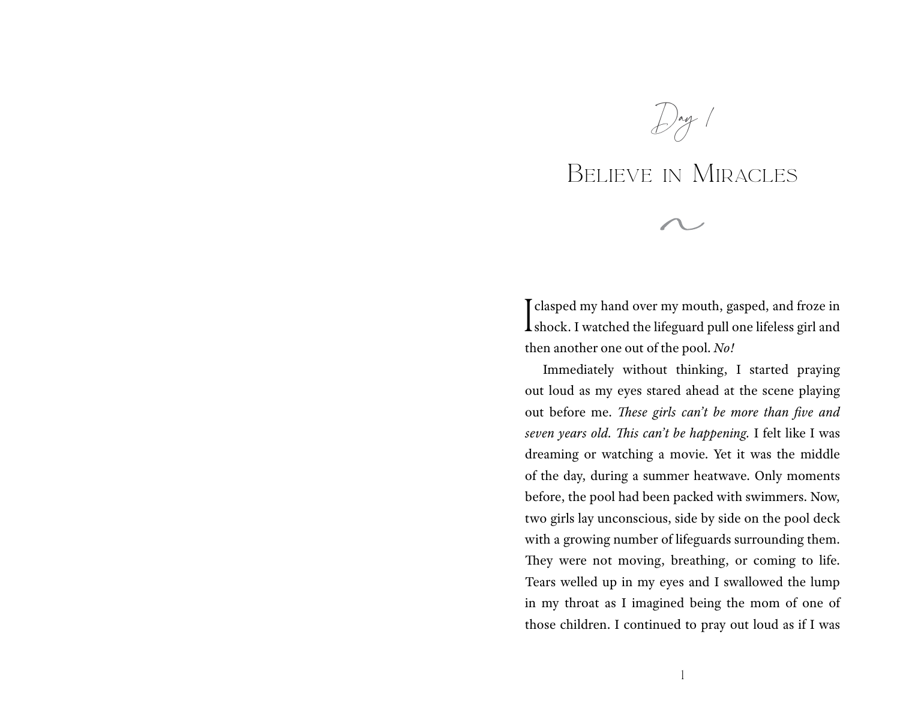# Day 1

## Believe in Miracles

I clasped my hand over my mouth, gasped, and froze in shock. I watched the lifeguard pull one lifeless girl and then another one out of the pool. *No!*

Immediately without thinking, I started praying out loud as my eyes stared ahead at the scene playing out before me. *These girls can't be more than five and seven years old. This can't be happening.* I felt like I was dreaming or watching a movie. Yet it was the middle of the day, during a summer heatwave. Only moments before, the pool had been packed with swimmers. Now, two girls lay unconscious, side by side on the pool deck with a growing number of lifeguards surrounding them. They were not moving, breathing, or coming to life. Tears welled up in my eyes and I swallowed the lump in my throat as I imagined being the mom of one of those children. I continued to pray out loud as if I was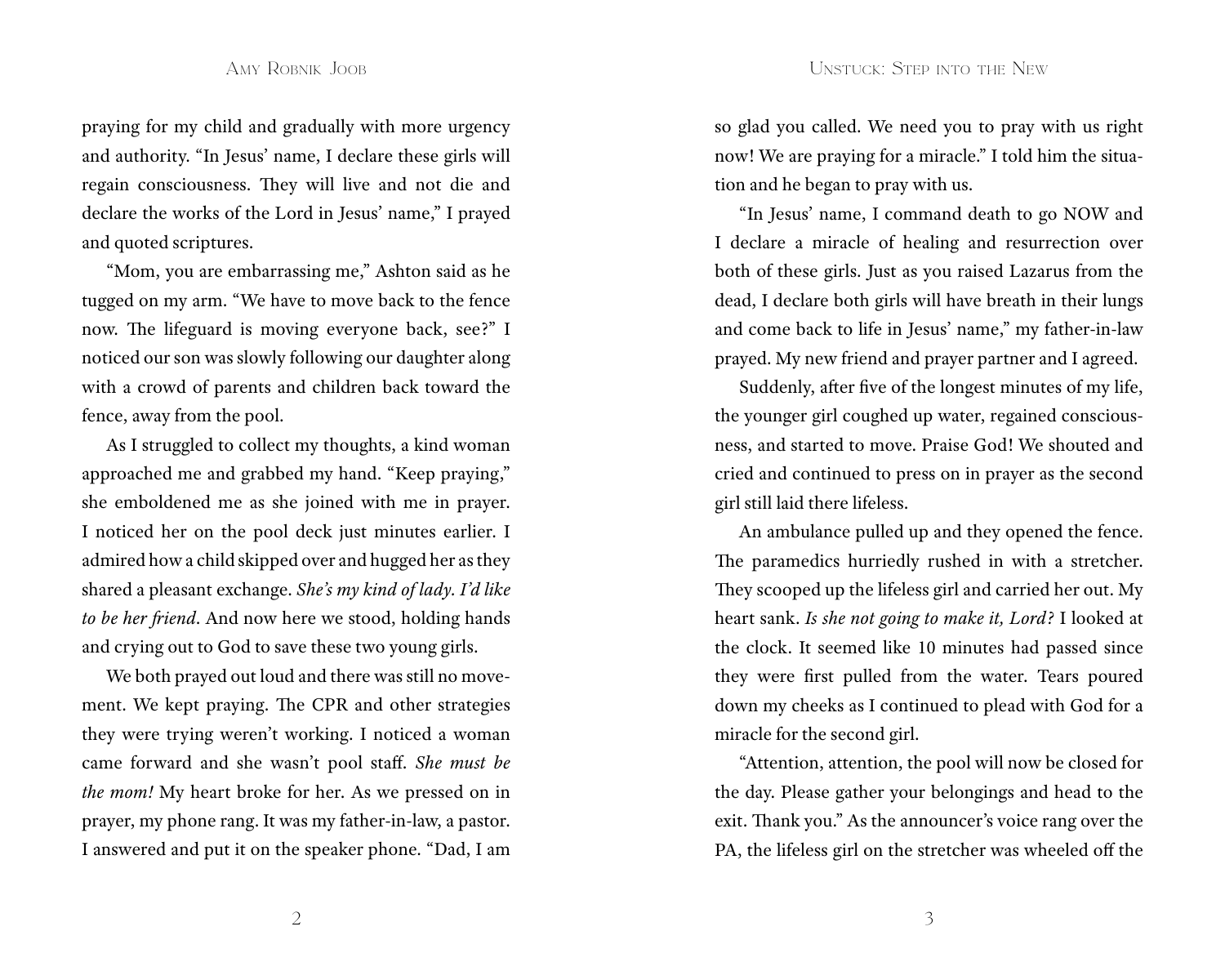praying for my child and gradually with more urgency and authority. "In Jesus' name, I declare these girls will regain consciousness. They will live and not die and declare the works of the Lord in Jesus' name," I prayed and quoted scriptures.

"Mom, you are embarrassing me," Ashton said as he tugged on my arm. "We have to move back to the fence now. The lifeguard is moving everyone back, see?" I noticed our son was slowly following our daughter along with a crowd of parents and children back toward the fence, away from the pool.

As I struggled to collect my thoughts, a kind woman approached me and grabbed my hand. "Keep praying," she emboldened me as she joined with me in prayer. I noticed her on the pool deck just minutes earlier. I admired how a child skipped over and hugged her as they shared a pleasant exchange. *She's my kind of lady. I'd like to be her friend*. And now here we stood, holding hands and crying out to God to save these two young girls.

We both prayed out loud and there was still no movement. We kept praying. The CPR and other strategies they were trying weren't working. I noticed a woman came forward and she wasn't pool staff. *She must be the mom!* My heart broke for her. As we pressed on in prayer, my phone rang. It was my father-in-law, a pastor. I answered and put it on the speaker phone. "Dad, I am so glad you called. We need you to pray with us right now! We are praying for a miracle." I told him the situation and he began to pray with us.

"In Jesus' name, I command death to go NOW and I declare a miracle of healing and resurrection over both of these girls. Just as you raised Lazarus from the dead, I declare both girls will have breath in their lungs and come back to life in Jesus' name," my father-in-law prayed. My new friend and prayer partner and I agreed.

Suddenly, after five of the longest minutes of my life, the younger girl coughed up water, regained consciousness, and started to move. Praise God! We shouted and cried and continued to press on in prayer as the second girl still laid there lifeless.

An ambulance pulled up and they opened the fence. The paramedics hurriedly rushed in with a stretcher. They scooped up the lifeless girl and carried her out. My heart sank. *Is she not going to make it, Lord?* I looked at the clock. It seemed like 10 minutes had passed since they were first pulled from the water. Tears poured down my cheeks as I continued to plead with God for a miracle for the second girl.

"Attention, attention, the pool will now be closed for the day. Please gather your belongings and head to the exit. Thank you." As the announcer's voice rang over the PA, the lifeless girl on the stretcher was wheeled off the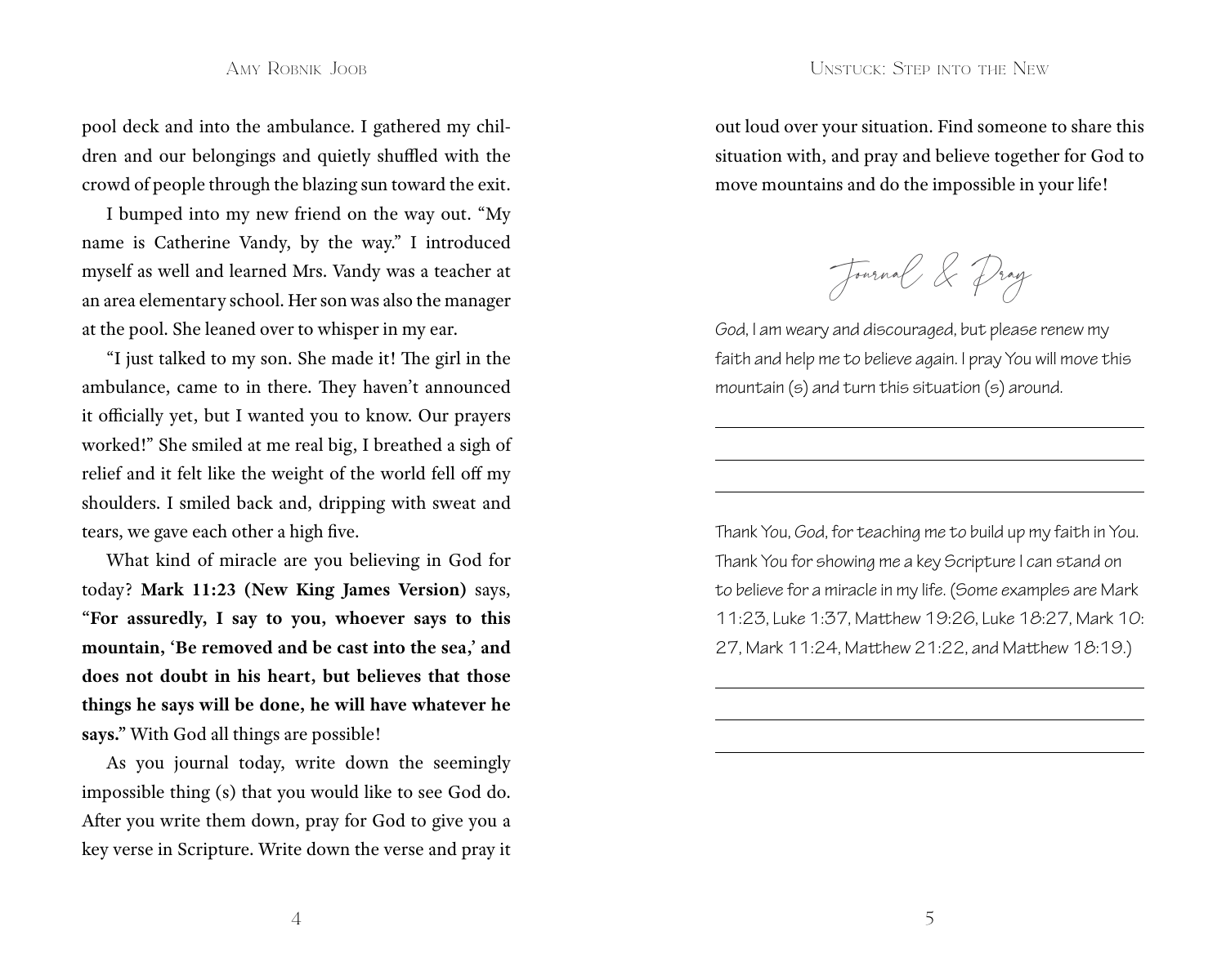pool deck and into the ambulance. I gathered my children and our belongings and quietly shuffled with the crowd of people through the blazing sun toward the exit.

I bumped into my new friend on the way out. "My name is Catherine Vandy, by the way." I introduced myself as well and learned Mrs. Vandy was a teacher at an area elementary school. Her son was also the manager at the pool. She leaned over to whisper in my ear.

"I just talked to my son. She made it! The girl in the ambulance, came to in there. They haven't announced it officially yet, but I wanted you to know. Our prayers worked!" She smiled at me real big, I breathed a sigh of relief and it felt like the weight of the world fell off my shoulders. I smiled back and, dripping with sweat and tears, we gave each other a high five.

What kind of miracle are you believing in God for today? **Mark 11:23 (New King James Version)** says, **"For assuredly, I say to you, whoever says to this mountain, 'Be removed and be cast into the sea,' and does not doubt in his heart, but believes that those things he says will be done, he will have whatever he says."** With God all things are possible!

As you journal today, write down the seemingly impossible thing (s) that you would like to see God do. After you write them down, pray for God to give you a key verse in Scripture. Write down the verse and pray it out loud over your situation. Find someone to share this situation with, and pray and believe together for God to move mountains and do the impossible in your life!

## Journal & Pray

*God, I am weary and discouraged, but please renew my faith and help me to believe again. I pray You will move this mountain (s) and turn this situation (s) around.*

---

---

---

Thank You, God, for teaching me to build up my faith in You. Thank You for showing me a key Scripture I can stand on to believe for a miracle in my life. (Some examples are Mark 11:23, Luke 1:37, Matthew 19:26, Luke 18:27, Mark 10: 27, Mark 11:24, Matthew 21:22, and Matthew 18:19.)

---

---

---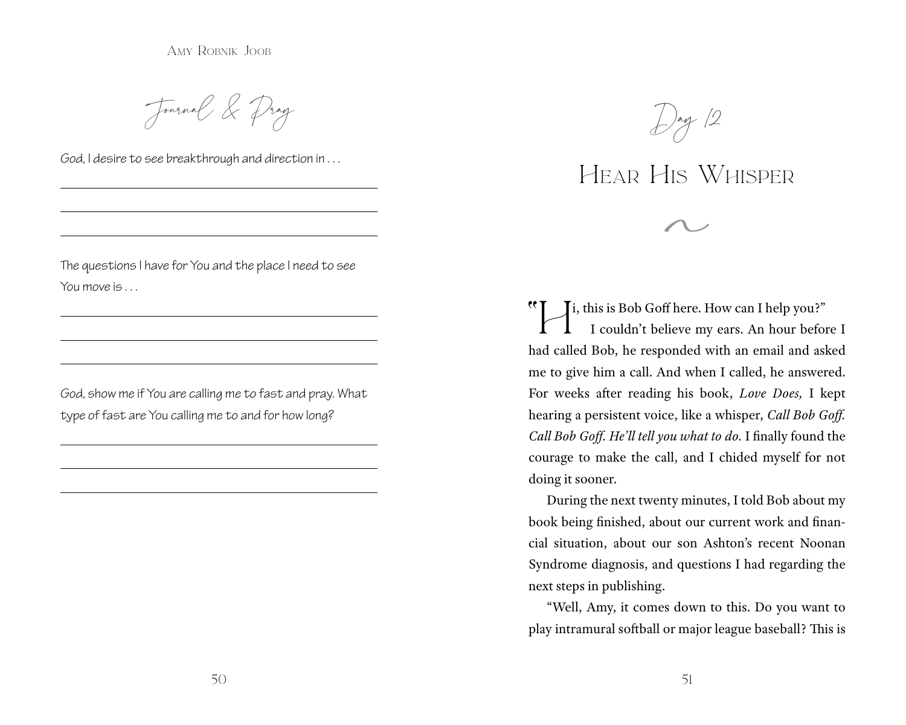## Journal & Pray

God, I desire to see breakthrough and direction in . . .

\_\_\_\_\_\_\_\_\_\_\_\_\_\_\_\_\_\_\_\_\_\_\_\_\_\_\_\_\_\_\_\_\_\_\_\_\_\_\_\_

\_\_\_\_\_\_\_\_\_\_\_\_\_\_\_\_\_\_\_\_\_\_\_\_\_\_\_\_\_\_\_\_\_\_\_\_\_\_\_\_

\_\_\_\_\_\_\_\_\_\_\_\_\_\_\_\_\_\_\_\_\_\_\_\_\_\_\_\_\_\_\_\_\_\_\_\_\_\_\_\_

The questions I have for You and the place I need to see You move is . . .

\_\_\_\_\_\_\_\_\_\_\_\_\_\_\_\_\_\_\_\_\_\_\_\_\_\_\_\_\_\_\_\_\_\_\_\_\_\_\_\_

\_\_\_\_\_\_\_\_\_\_\_\_\_\_\_\_\_\_\_\_\_\_\_\_\_\_\_\_\_\_\_\_\_\_\_\_\_\_\_\_

\_\_\_\_\_\_\_\_\_\_\_\_\_\_\_\_\_\_\_\_\_\_\_\_\_\_\_\_\_\_\_\_\_\_\_\_\_\_\_\_

God, show me if You are calling me to fast and pray. What type of fast are You calling me to and for how long?

\_\_\_\_\_\_\_\_\_\_\_\_\_\_\_\_\_\_\_\_\_\_\_\_\_\_\_\_\_\_\_\_\_\_\_\_\_\_\_\_

\_\_\_\_\_\_\_\_\_\_\_\_\_\_\_\_\_\_\_\_\_\_\_\_\_\_\_\_\_\_\_\_\_\_\_\_\_\_\_\_

\_\_\_\_\_\_\_\_\_\_\_\_\_\_\_\_\_\_\_\_\_\_\_\_\_\_\_\_\_\_\_\_\_\_\_\_\_\_\_\_

# Day 12

# Hear His Whisper

"Hi, this is Bob Goff here. How can I help you?"

I couldn't believe my ears. An hour before I had called Bob, he responded with an email and asked me to give him a call. And when I called, he answered. For weeks after reading his book, *Love Does,* I kept hearing a persistent voice, like a whisper, *Call Bob Goff. Call Bob Goff. He'll tell you what to do.* I finally found the courage to make the call, and I chided myself for not doing it sooner.

During the next twenty minutes, I told Bob about my book being finished, about our current work and financial situation, about our son Ashton's recent Noonan Syndrome diagnosis, and questions I had regarding the next steps in publishing.

"Well, Amy, it comes down to this. Do you want to play intramural softball or major league baseball? This is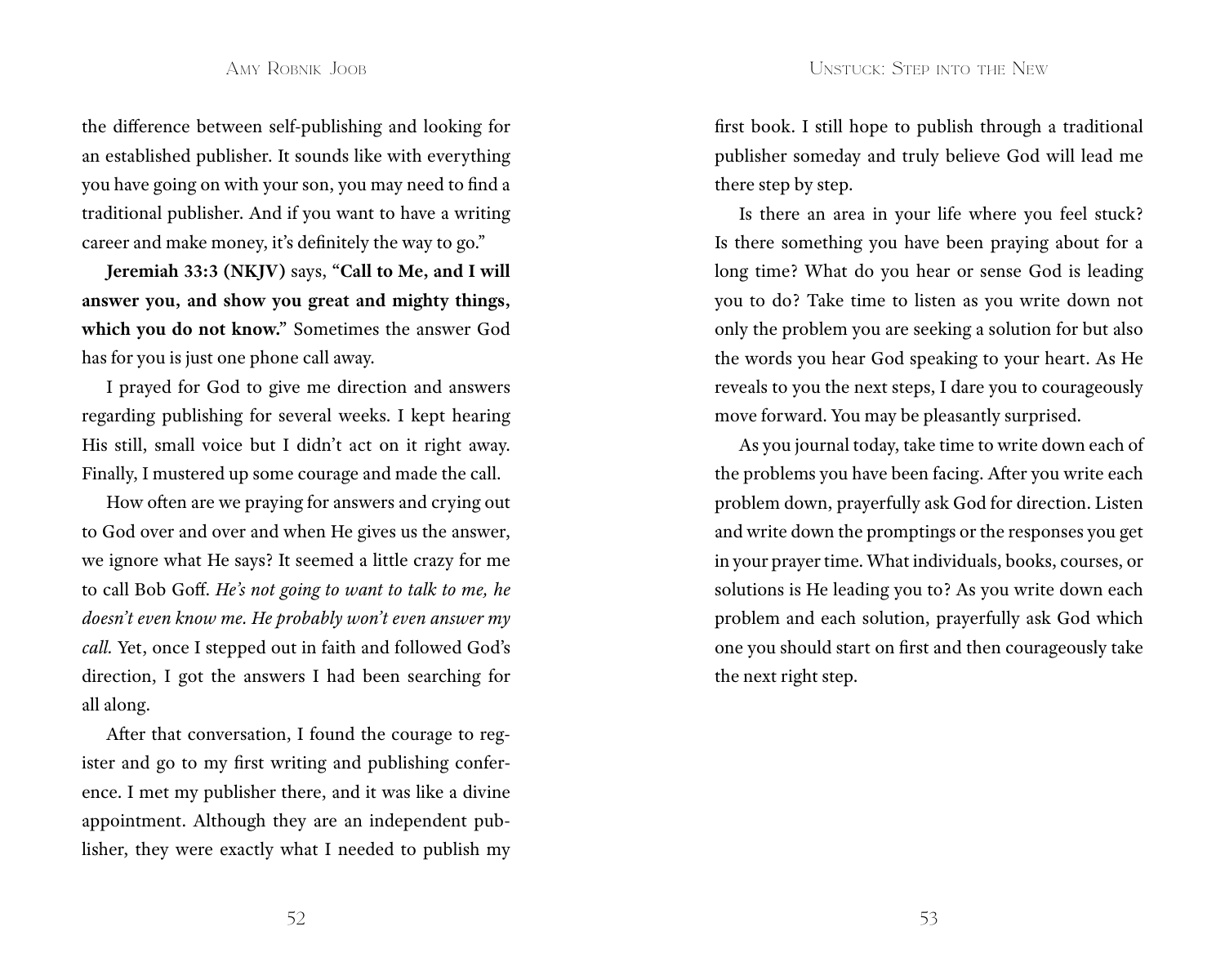the difference between self-publishing and looking for an established publisher. It sounds like with everything you have going on with your son, you may need to find a traditional publisher. And if you want to have a writing career and make money, it's definitely the way to go."

**Jeremiah 33:3 (NKJV)** says, "**Call to Me, and I will answer you, and show you great and mighty things, which you do not know.**" Sometimes the answer God has for you is just one phone call away.

I prayed for God to give me direction and answers regarding publishing for several weeks. I kept hearing His still, small voice but I didn't act on it right away. Finally, I mustered up some courage and made the call.

How often are we praying for answers and crying out to God over and over and when He gives us the answer, we ignore what He says? It seemed a little crazy for me to call Bob Goff. *He's not going to want to talk to me, he doesn't even know me. He probably won't even answer my call.* Yet, once I stepped out in faith and followed God's direction, I got the answers I had been searching for all along.

After that conversation, I found the courage to register and go to my first writing and publishing conference. I met my publisher there, and it was like a divine appointment. Although they are an independent publisher, they were exactly what I needed to publish my first book. I still hope to publish through a traditional publisher someday and truly believe God will lead me there step by step.

Is there an area in your life where you feel stuck? Is there something you have been praying about for a long time? What do you hear or sense God is leading you to do? Take time to listen as you write down not only the problem you are seeking a solution for but also the words you hear God speaking to your heart. As He reveals to you the next steps, I dare you to courageously move forward. You may be pleasantly surprised.

As you journal today, take time to write down each of the problems you have been facing. After you write each problem down, prayerfully ask God for direction. Listen and write down the promptings or the responses you get in your prayer time. What individuals, books, courses, or solutions is He leading you to? As you write down each problem and each solution, prayerfully ask God which one you should start on first and then courageously take the next right step.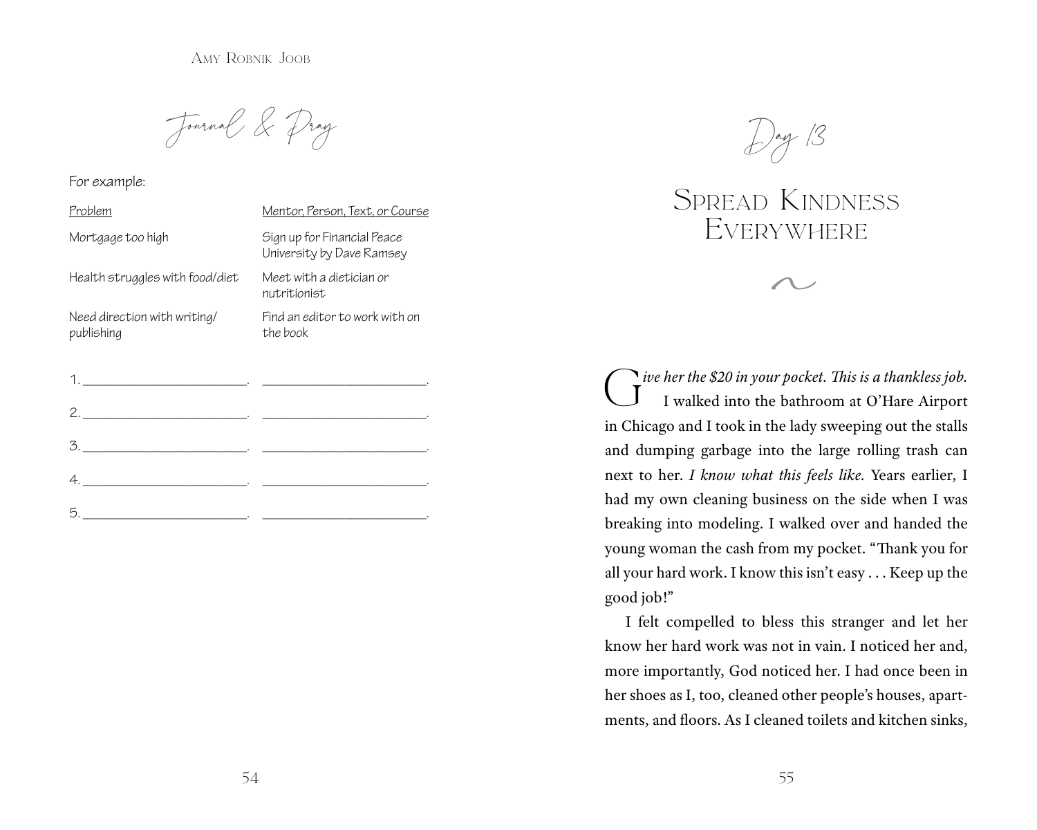## Journal & Pray

For example:

| Problem | Mentor, Person, Text, or Course |
| --- | --- |
| Mortgage too high | Sign up for Financial Peace University by Dave Ramsey |
| Health struggles with food/diet | Meet with a dietician or nutritionist |
| Need direction with writing/publishing | Find an editor to work with on the book |

1. \_\_\_\_\_\_\_\_\_\_\_\_\_\_\_\_\_\_\_\_\_\_\_\_. \_\_\_\_\_\_\_\_\_\_\_\_\_\_\_\_\_\_\_\_\_\_\_\_.
2. \_\_\_\_\_\_\_\_\_\_\_\_\_\_\_\_\_\_\_\_\_\_\_\_. \_\_\_\_\_\_\_\_\_\_\_\_\_\_\_\_\_\_\_\_\_\_\_\_.
3. \_\_\_\_\_\_\_\_\_\_\_\_\_\_\_\_\_\_\_\_\_\_\_\_. \_\_\_\_\_\_\_\_\_\_\_\_\_\_\_\_\_\_\_\_\_\_\_\_.
4. \_\_\_\_\_\_\_\_\_\_\_\_\_\_\_\_\_\_\_\_\_\_\_\_. \_\_\_\_\_\_\_\_\_\_\_\_\_\_\_\_\_\_\_\_\_\_\_\_.
5. \_\_\_\_\_\_\_\_\_\_\_\_\_\_\_\_\_\_\_\_\_\_\_\_. \_\_\_\_\_\_\_\_\_\_\_\_\_\_\_\_\_\_\_\_\_\_\_\_.

# Day 13

# Spread Kindness Everywhere

*Give her the $20 in your pocket. This is a thankless job.* I walked into the bathroom at O'Hare Airport in Chicago and I took in the lady sweeping out the stalls and dumping garbage into the large rolling trash can next to her. *I know what this feels like.* Years earlier, I had my own cleaning business on the side when I was breaking into modeling. I walked over and handed the young woman the cash from my pocket. "Thank you for all your hard work. I know this isn't easy . . . Keep up the good job!"

I felt compelled to bless this stranger and let her know her hard work was not in vain. I noticed her and, more importantly, God noticed her. I had once been in her shoes as I, too, cleaned other people's houses, apartments, and floors. As I cleaned toilets and kitchen sinks,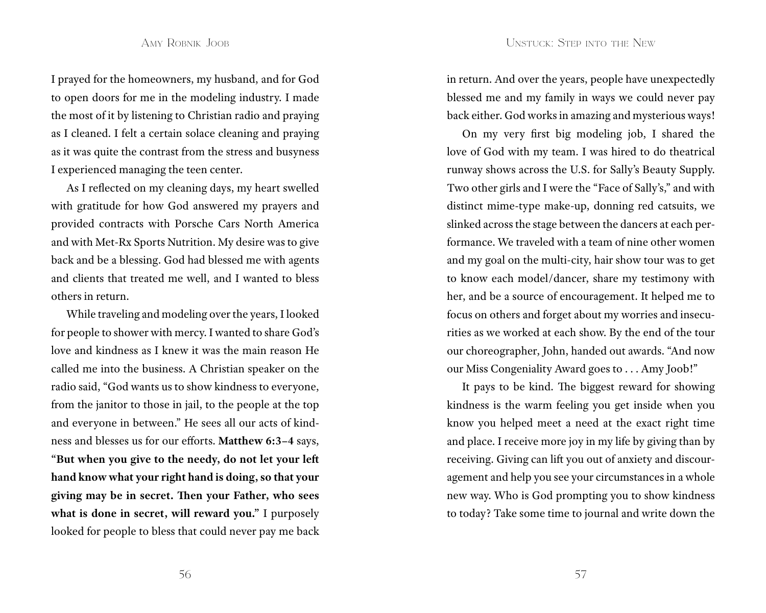I prayed for the homeowners, my husband, and for God to open doors for me in the modeling industry. I made the most of it by listening to Christian radio and praying as I cleaned. I felt a certain solace cleaning and praying as it was quite the contrast from the stress and busyness I experienced managing the teen center.

As I reflected on my cleaning days, my heart swelled with gratitude for how God answered my prayers and provided contracts with Porsche Cars North America and with Met-Rx Sports Nutrition. My desire was to give back and be a blessing. God had blessed me with agents and clients that treated me well, and I wanted to bless others in return.

While traveling and modeling over the years, I looked for people to shower with mercy. I wanted to share God's love and kindness as I knew it was the main reason He called me into the business. A Christian speaker on the radio said, "God wants us to show kindness to everyone, from the janitor to those in jail, to the people at the top and everyone in between." He sees all our acts of kindness and blesses us for our efforts. **Matthew 6:3–4** says, "**But when you give to the needy, do not let your left hand know what your right hand is doing, so that your giving may be in secret. Then your Father, who sees what is done in secret, will reward you.**" I purposely looked for people to bless that could never pay me back in return. And over the years, people have unexpectedly blessed me and my family in ways we could never pay back either. God works in amazing and mysterious ways!

On my very first big modeling job, I shared the love of God with my team. I was hired to do theatrical runway shows across the U.S. for Sally's Beauty Supply. Two other girls and I were the "Face of Sally's," and with distinct mime-type make-up, donning red catsuits, we slinked across the stage between the dancers at each performance. We traveled with a team of nine other women and my goal on the multi-city, hair show tour was to get to know each model/dancer, share my testimony with her, and be a source of encouragement. It helped me to focus on others and forget about my worries and insecurities as we worked at each show. By the end of the tour our choreographer, John, handed out awards. "And now our Miss Congeniality Award goes to . . . Amy Joob!"

It pays to be kind. The biggest reward for showing kindness is the warm feeling you get inside when you know you helped meet a need at the exact right time and place. I receive more joy in my life by giving than by receiving. Giving can lift you out of anxiety and discouragement and help you see your circumstances in a whole new way. Who is God prompting you to show kindness to today? Take some time to journal and write down the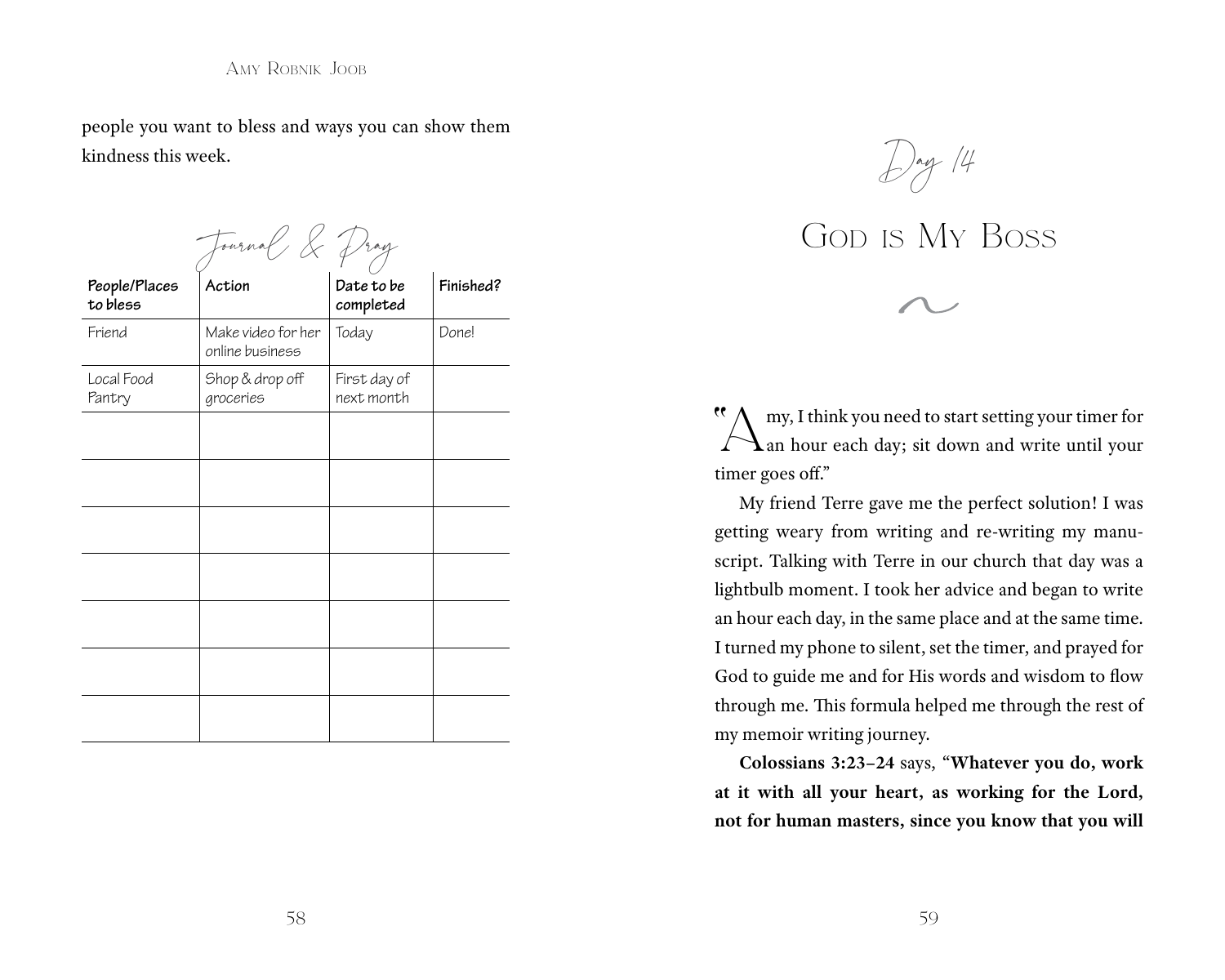people you want to bless and ways you can show them kindness this week.

## Journal & Pray

| People/Places to bless | Action | Date to be completed | Finished? |
|---|---|---|---|
| Friend | Make video for her online business | Today | Done! |
| Local Food Pantry | Shop & drop off groceries | First day of next month | |
| | | | |
| | | | |
| | | | |
| | | | |
| | | | |
| | | | |
| | | | |

# Day 14

# God is My Boss

"Amy, I think you need to start setting your timer for an hour each day; sit down and write until your timer goes off."

My friend Terre gave me the perfect solution! I was getting weary from writing and re-writing my manuscript. Talking with Terre in our church that day was a lightbulb moment. I took her advice and began to write an hour each day, in the same place and at the same time. I turned my phone to silent, set the timer, and prayed for God to guide me and for His words and wisdom to flow through me. This formula helped me through the rest of my memoir writing journey.

**Colossians 3:23–24** says, "**Whatever you do, work at it with all your heart, as working for the Lord, not for human masters, since you know that you will**